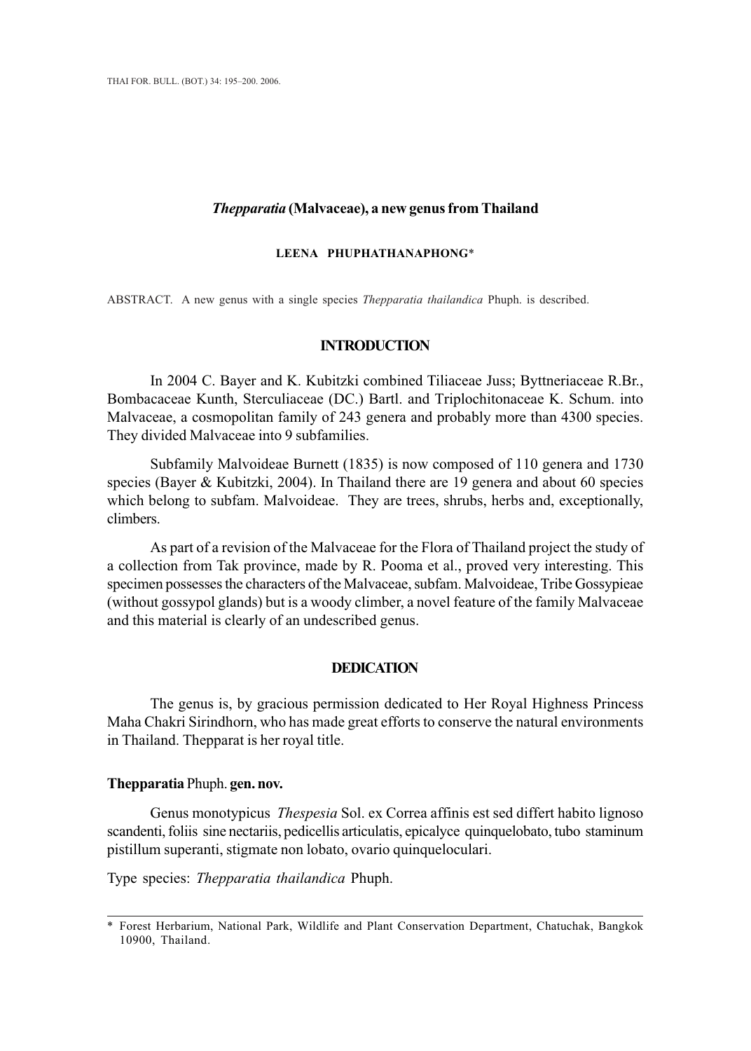# *Thepparatia* (Malvaceae), a new genus from Thailand

**LEENA PHUPHATHANAPHONG***

ABSTRACT. A new genus with a single species *Thepparatia thailandica* Phuph. is described.

## INTRODUCTION

In 2004 C. Bayer and K. Kubitzki combined Tiliaceae Juss; Byttneriaceae R.Br., Bombacaceae Kunth, Sterculiaceae (DC.) Bartl. and Triplochitonaceae K. Schum. into Malvaceae, a cosmopolitan family of 243 genera and probably more than 4300 species. They divided Malvaceae into 9 subfamilies.

Subfamily Malvoideae Burnett (1835) is now composed of 110 genera and 1730 species (Bayer & Kubitzki, 2004). In Thailand there are 19 genera and about 60 species which belong to subfam. Malvoideae. They are trees, shrubs, herbs and, exceptionally, climbers.

As part of a revision of the Malvaceae for the Flora of Thailand project the study of a collection from Tak province, made by R. Pooma et al., proved very interesting. This specimen possesses the characters of the Malvaceae, subfam. Malvoideae, Tribe Gossypieae (without gossypol glands) but is a woody climber, a novel feature of the family Malvaceae and this material is clearly of an undescribed genus.

## DEDICATION

The genus is, by gracious permission dedicated to Her Royal Highness Princess Maha Chakri Sirindhorn, who has made great efforts to conserve the natural environments in Thailand. Thepparat is her royal title.

### **Thepparatia** Phuph. **gen. nov.**

Genus monotypicus *Thespesia* Sol. ex Correa affinis est sed differt habito lignoso scandenti, foliis sine nectariis, pedicellis articulatis, epicalyce quinquelobato, tubo staminum pistillum superanti, stigmate non lobato, ovario quinqueloculari.

Type species: *Thepparatia thailandica* Phuph.

---

\* Forest Herbarium, National Park, Wildlife and Plant Conservation Department, Chatuchak, Bangkok 10900, Thailand.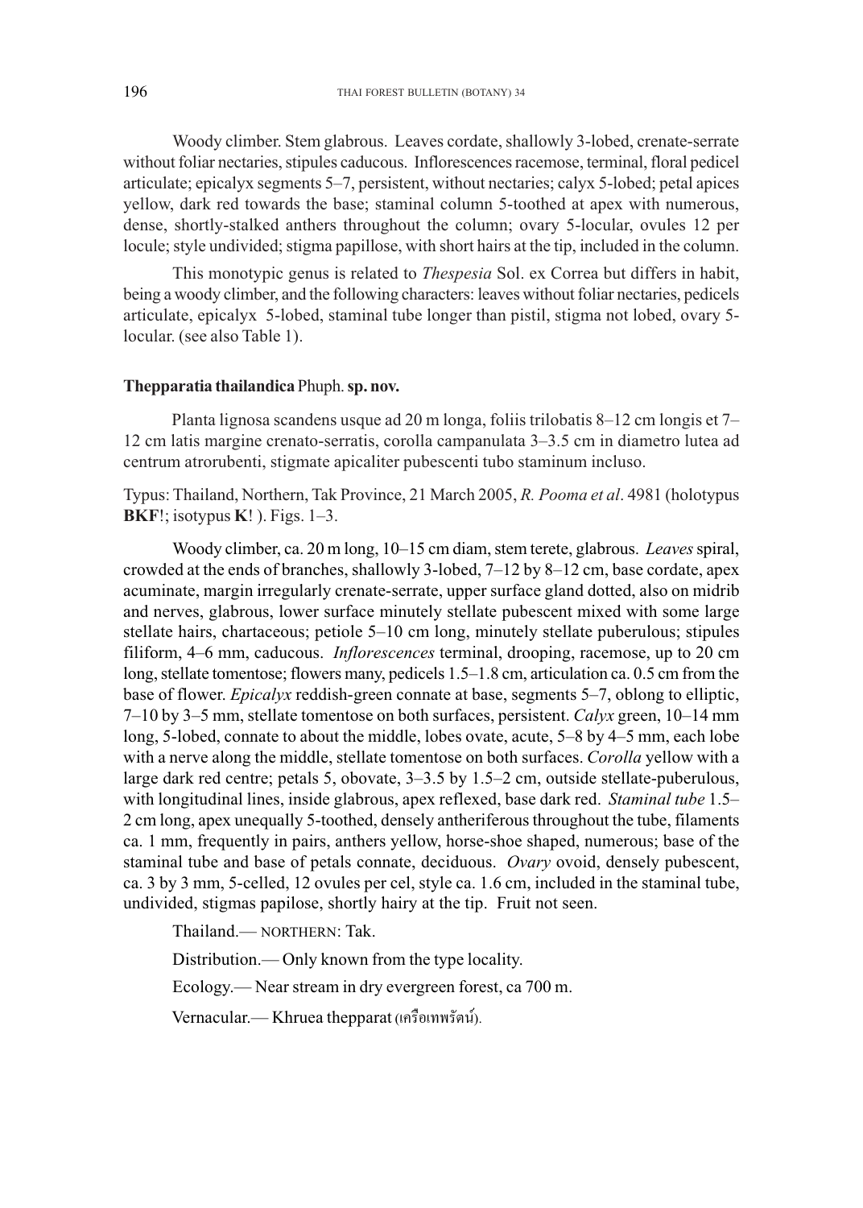Woody climber. Stem glabrous. Leaves cordate, shallowly 3-lobed, crenate-serrate without foliar nectaries, stipules caducous. Inflorescences racemose, terminal, floral pedicel articulate; epicalyx segments 5–7, persistent, without nectaries; calyx 5-lobed; petal apices yellow, dark red towards the base; staminal column 5-toothed at apex with numerous, dense, shortly-stalked anthers throughout the column; ovary 5-locular, ovules 12 per locule; style undivided; stigma papillose, with short hairs at the tip, included in the column.

This monotypic genus is related to *Thespesia* Sol. ex Correa but differs in habit, being a woody climber, and the following characters: leaves without foliar nectaries, pedicels articulate, epicalyx 5-lobed, staminal tube longer than pistil, stigma not lobed, ovary 5-locular. (see also Table 1).

**Thepparatia thailandica** Phuph. **sp. nov.**

Planta lignosa scandens usque ad 20 m longa, foliis trilobatis 8–12 cm longis et 7–12 cm latis margine crenato-serratis, corolla campanulata 3–3.5 cm in diametro lutea ad centrum atrorubenti, stigmate apicaliter pubescenti tubo staminum incluso.

Typus: Thailand, Northern, Tak Province, 21 March 2005, *R. Pooma et al*. 4981 (holotypus **BKF**!; isotypus **K**! ). Figs. 1–3.

Woody climber, ca. 20 m long, 10–15 cm diam, stem terete, glabrous. *Leaves* spiral, crowded at the ends of branches, shallowly 3-lobed, 7–12 by 8–12 cm, base cordate, apex acuminate, margin irregularly crenate-serrate, upper surface gland dotted, also on midrib and nerves, glabrous, lower surface minutely stellate pubescent mixed with some large stellate hairs, chartaceous; petiole 5–10 cm long, minutely stellate puberulous; stipules filiform, 4–6 mm, caducous. *Inflorescences* terminal, drooping, racemose, up to 20 cm long, stellate tomentose; flowers many, pedicels 1.5–1.8 cm, articulation ca. 0.5 cm from the base of flower. *Epicalyx* reddish-green connate at base, segments 5–7, oblong to elliptic, 7–10 by 3–5 mm, stellate tomentose on both surfaces, persistent. *Calyx* green, 10–14 mm long, 5-lobed, connate to about the middle, lobes ovate, acute, 5–8 by 4–5 mm, each lobe with a nerve along the middle, stellate tomentose on both surfaces. *Corolla* yellow with a large dark red centre; petals 5, obovate, 3–3.5 by 1.5–2 cm, outside stellate-puberulous, with longitudinal lines, inside glabrous, apex reflexed, base dark red. *Staminal tube* 1.5–2 cm long, apex unequally 5-toothed, densely antheriferous throughout the tube, filaments ca. 1 mm, frequently in pairs, anthers yellow, horse-shoe shaped, numerous; base of the staminal tube and base of petals connate, deciduous. *Ovary* ovoid, densely pubescent, ca. 3 by 3 mm, 5-celled, 12 ovules per cel, style ca. 1.6 cm, included in the staminal tube, undivided, stigmas papilose, shortly hairy at the tip. Fruit not seen.

Thailand.— NORTHERN: Tak.

Distribution.— Only known from the type locality.

Ecology.— Near stream in dry evergreen forest, ca 700 m.

Vernacular.— Khruea thepparat (เครือเทพรัตน์).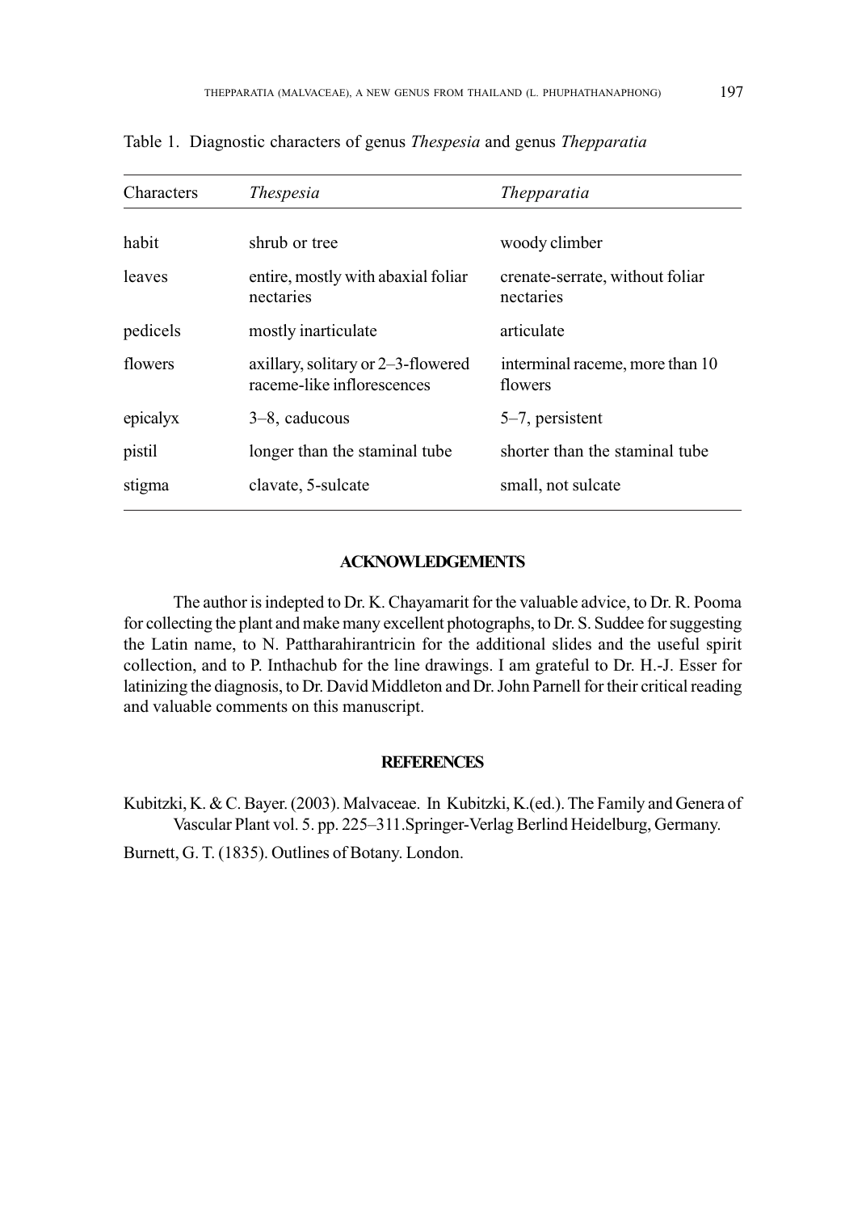Table 1. Diagnostic characters of genus *Thespesia* and genus *Thepparatia*

| Characters | *Thespesia* | *Thepparatia* |
|---|---|---|
| habit | shrub or tree | woody climber |
| leaves | entire, mostly with abaxial foliar nectaries | crenate-serrate, without foliar nectaries |
| pedicels | mostly inarticulate | articulate |
| flowers | axillary, solitary or 2–3-flowered raceme-like inflorescences | interminal raceme, more than 10 flowers |
| epicalyx | 3–8, caducous | 5–7, persistent |
| pistil | longer than the staminal tube | shorter than the staminal tube |
| stigma | clavate, 5-sulcate | small, not sulcate |

## ACKNOWLEDGEMENTS

The author is indepted to Dr. K. Chayamarit for the valuable advice, to Dr. R. Pooma for collecting the plant and make many excellent photographs, to Dr. S. Suddee for suggesting the Latin name, to N. Pattharahirantricin for the additional slides and the useful spirit collection, and to P. Inthachub for the line drawings. I am grateful to Dr. H.-J. Esser for latinizing the diagnosis, to Dr. David Middleton and Dr. John Parnell for their critical reading and valuable comments on this manuscript.

## REFERENCES

Kubitzki, K. & C. Bayer. (2003). Malvaceae. In Kubitzki, K.(ed.). The Family and Genera of Vascular Plant vol. 5. pp. 225–311.Springer-Verlag Berlind Heidelburg, Germany.

Burnett, G. T. (1835). Outlines of Botany. London.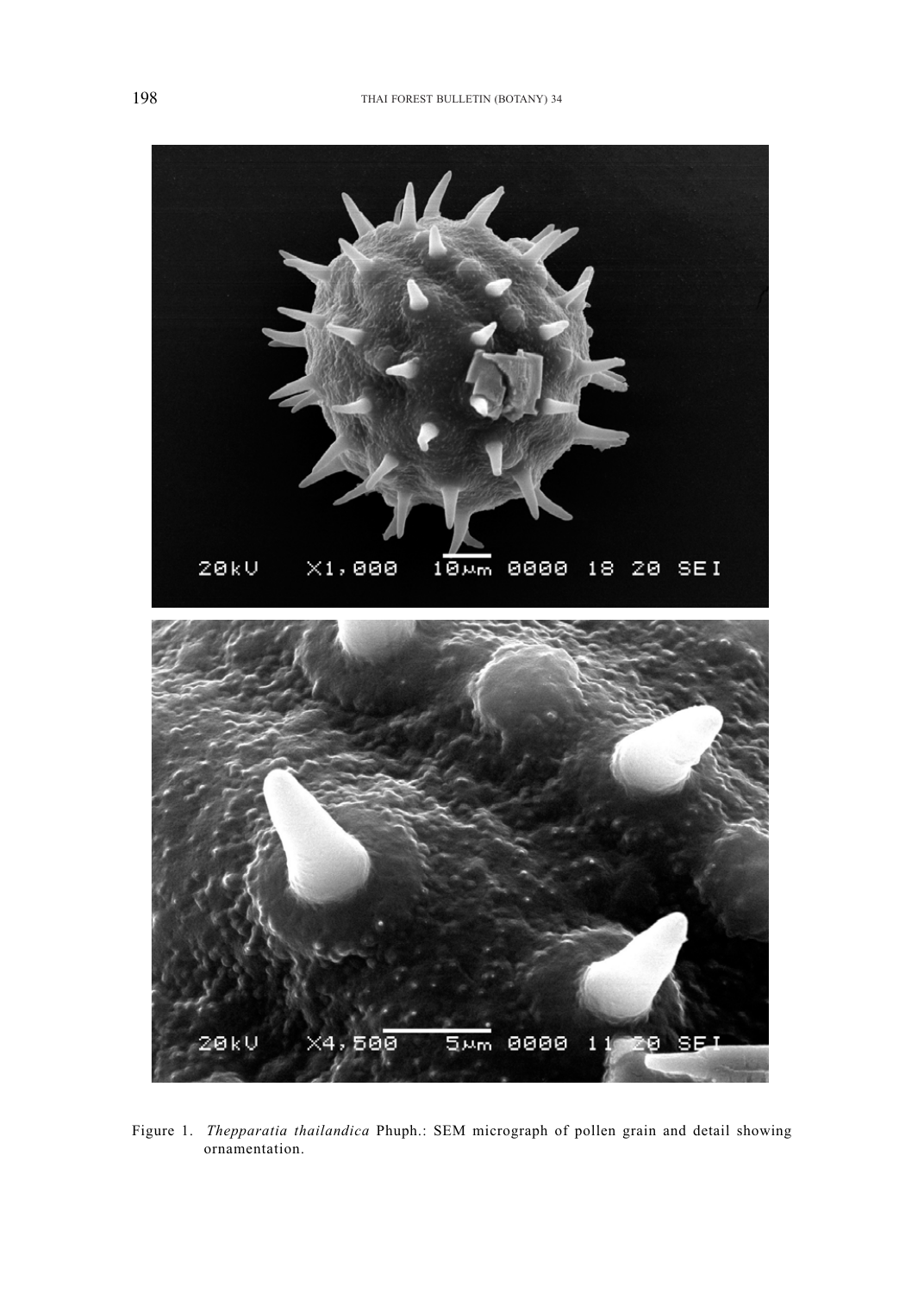Figure 1. *Thepparatia thailandica* Phuph.: SEM micrograph of pollen grain and detail showing ornamentation.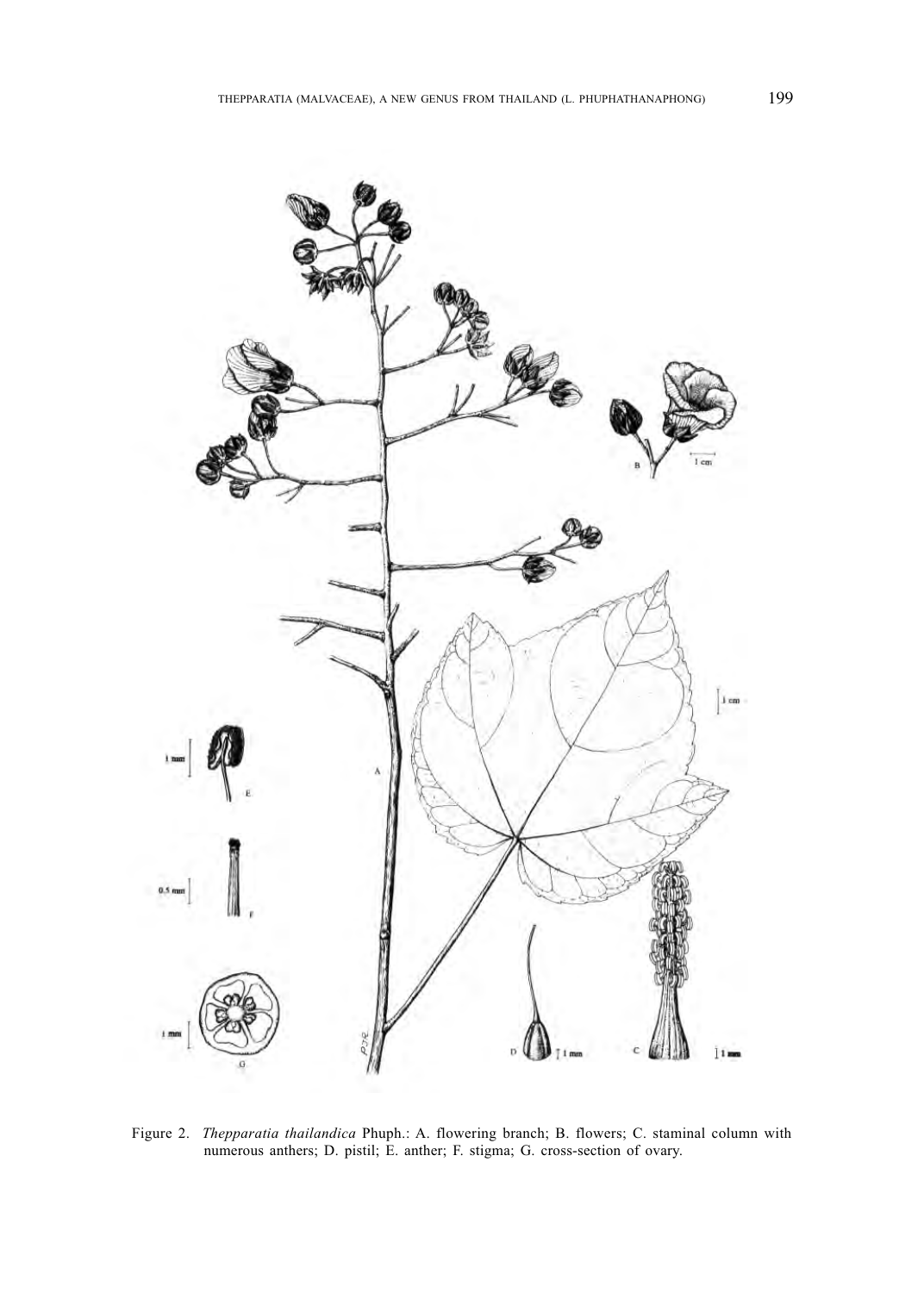Figure 2. *Thepparatia thailandica* Phuph.: A. flowering branch; B. flowers; C. staminal column with numerous anthers; D. pistil; E. anther; F. stigma; G. cross-section of ovary.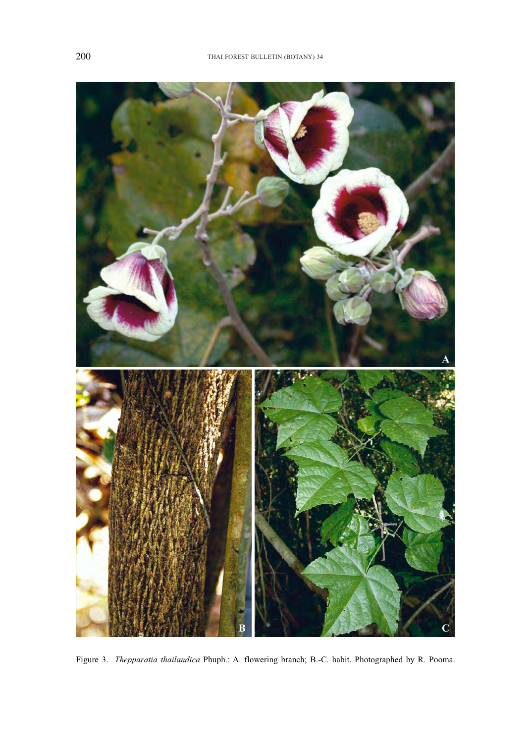Figure 3. *Thepparatia thailandica* Phuph.: A. flowering branch; B.-C. habit. Photographed by R. Pooma.